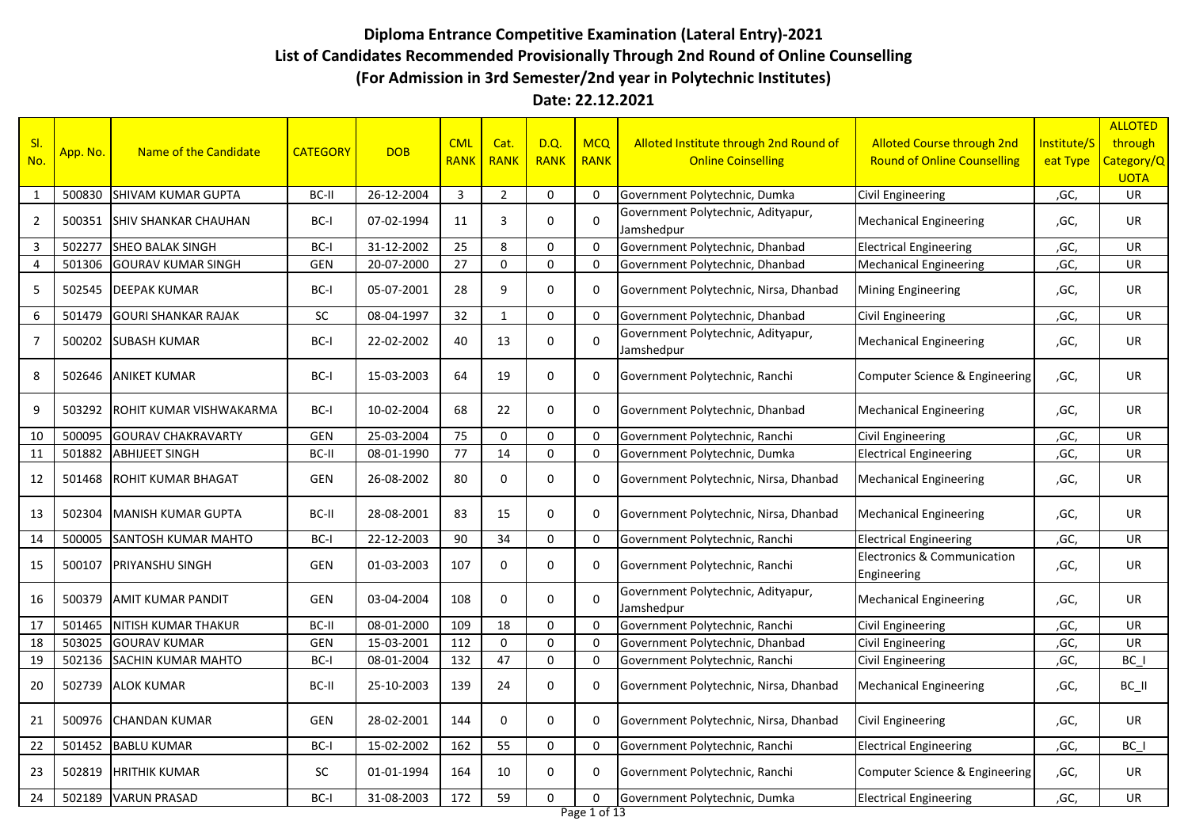# Diploma Entrance Competitive Examination (Lateral Entry)-2021

## List of Candidates Recommended Provisionally Through 2nd Round of Online Counselling

## (For Admission in 3rd Semester/2nd year in Polytechnic Institutes)

## Date: 22.12.2021

| Sl. No. | App. No. | Name of the Candidate | CATEGORY | DOB | CML RANK | Cat. RANK | D.Q. RANK | MCQ RANK | Alloted Institute through 2nd Round of Online Coinselling | Alloted Course through 2nd Round of Online Counselling | Institute/Seat Type | ALLOTED through Category/QUOTA |
|---|---|---|---|---|---|---|---|---|---|---|---|---|
| 1 | 500830 | SHIVAM KUMAR GUPTA | BC-II | 26-12-2004 | 3 | 2 | 0 | 0 | Government Polytechnic, Dumka | Civil Engineering | ,GC, | UR |
| 2 | 500351 | SHIV SHANKAR CHAUHAN | BC-I | 07-02-1994 | 11 | 3 | 0 | 0 | Government Polytechnic, Adityapur, Jamshedpur | Mechanical Engineering | ,GC, | UR |
| 3 | 502277 | SHEO BALAK SINGH | BC-I | 31-12-2002 | 25 | 8 | 0 | 0 | Government Polytechnic, Dhanbad | Electrical Engineering | ,GC, | UR |
| 4 | 501306 | GOURAV KUMAR SINGH | GEN | 20-07-2000 | 27 | 0 | 0 | 0 | Government Polytechnic, Dhanbad | Mechanical Engineering | ,GC, | UR |
| 5 | 502545 | DEEPAK KUMAR | BC-I | 05-07-2001 | 28 | 9 | 0 | 0 | Government Polytechnic, Nirsa, Dhanbad | Mining Engineering | ,GC, | UR |
| 6 | 501479 | GOURI SHANKAR RAJAK | SC | 08-04-1997 | 32 | 1 | 0 | 0 | Government Polytechnic, Dhanbad | Civil Engineering | ,GC, | UR |
| 7 | 500202 | SUBASH KUMAR | BC-I | 22-02-2002 | 40 | 13 | 0 | 0 | Government Polytechnic, Adityapur, Jamshedpur | Mechanical Engineering | ,GC, | UR |
| 8 | 502646 | ANIKET KUMAR | BC-I | 15-03-2003 | 64 | 19 | 0 | 0 | Government Polytechnic, Ranchi | Computer Science & Engineering | ,GC, | UR |
| 9 | 503292 | ROHIT KUMAR VISHWAKARMA | BC-I | 10-02-2004 | 68 | 22 | 0 | 0 | Government Polytechnic, Dhanbad | Mechanical Engineering | ,GC, | UR |
| 10 | 500095 | GOURAV CHAKRAVARTY | GEN | 25-03-2004 | 75 | 0 | 0 | 0 | Government Polytechnic, Ranchi | Civil Engineering | ,GC, | UR |
| 11 | 501882 | ABHIJEET SINGH | BC-II | 08-01-1990 | 77 | 14 | 0 | 0 | Government Polytechnic, Dumka | Electrical Engineering | ,GC, | UR |
| 12 | 501468 | ROHIT KUMAR BHAGAT | GEN | 26-08-2002 | 80 | 0 | 0 | 0 | Government Polytechnic, Nirsa, Dhanbad | Mechanical Engineering | ,GC, | UR |
| 13 | 502304 | MANISH KUMAR GUPTA | BC-II | 28-08-2001 | 83 | 15 | 0 | 0 | Government Polytechnic, Nirsa, Dhanbad | Mechanical Engineering | ,GC, | UR |
| 14 | 500005 | SANTOSH KUMAR MAHTO | BC-I | 22-12-2003 | 90 | 34 | 0 | 0 | Government Polytechnic, Ranchi | Electrical Engineering | ,GC, | UR |
| 15 | 500107 | PRIYANSHU SINGH | GEN | 01-03-2003 | 107 | 0 | 0 | 0 | Government Polytechnic, Ranchi | Electronics & Communication Engineering | ,GC, | UR |
| 16 | 500379 | AMIT KUMAR PANDIT | GEN | 03-04-2004 | 108 | 0 | 0 | 0 | Government Polytechnic, Adityapur, Jamshedpur | Mechanical Engineering | ,GC, | UR |
| 17 | 501465 | NITISH KUMAR THAKUR | BC-II | 08-01-2000 | 109 | 18 | 0 | 0 | Government Polytechnic, Ranchi | Civil Engineering | ,GC, | UR |
| 18 | 503025 | GOURAV KUMAR | GEN | 15-03-2001 | 112 | 0 | 0 | 0 | Government Polytechnic, Dhanbad | Civil Engineering | ,GC, | UR |
| 19 | 502136 | SACHIN KUMAR MAHTO | BC-I | 08-01-2004 | 132 | 47 | 0 | 0 | Government Polytechnic, Ranchi | Civil Engineering | ,GC, | BC_I |
| 20 | 502739 | ALOK KUMAR | BC-II | 25-10-2003 | 139 | 24 | 0 | 0 | Government Polytechnic, Nirsa, Dhanbad | Mechanical Engineering | ,GC, | BC_II |
| 21 | 500976 | CHANDAN KUMAR | GEN | 28-02-2001 | 144 | 0 | 0 | 0 | Government Polytechnic, Nirsa, Dhanbad | Civil Engineering | ,GC, | UR |
| 22 | 501452 | BABLU KUMAR | BC-I | 15-02-2002 | 162 | 55 | 0 | 0 | Government Polytechnic, Ranchi | Electrical Engineering | ,GC, | BC_I |
| 23 | 502819 | HRITHIK KUMAR | SC | 01-01-1994 | 164 | 10 | 0 | 0 | Government Polytechnic, Ranchi | Computer Science & Engineering | ,GC, | UR |
| 24 | 502189 | VARUN PRASAD | BC-I | 31-08-2003 | 172 | 59 | 0 | 0 | Government Polytechnic, Dumka | Electrical Engineering | ,GC, | UR |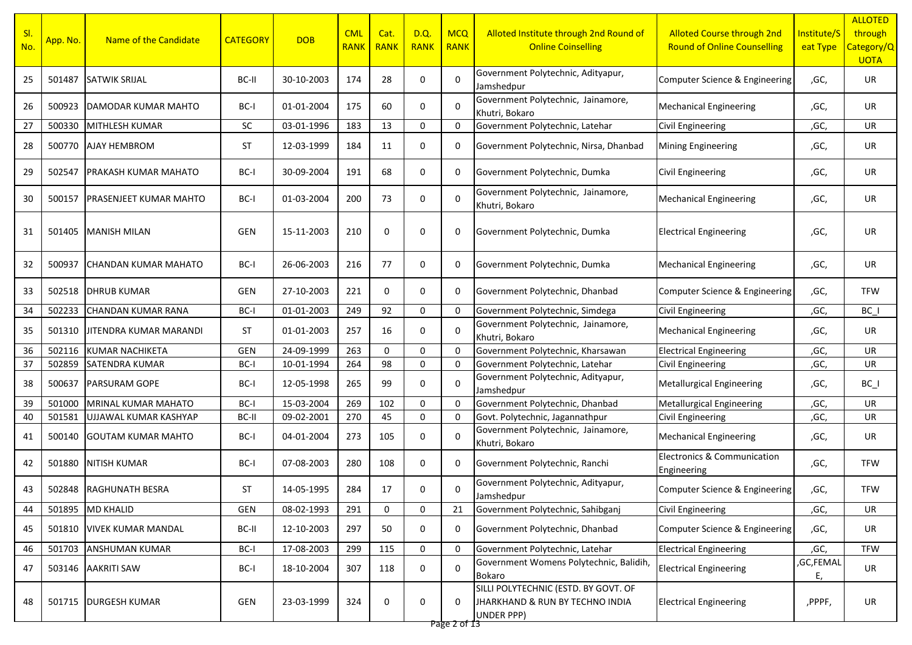| Sl. No. | App. No. | Name of the Candidate | CATEGORY | DOB | CML RANK | Cat. RANK | D.Q. RANK | MCQ RANK | Alloted Institute through 2nd Round of Online Coinselling | Alloted Course through 2nd Round of Online Counselling | Institute/Seat Type | ALLOTED through Category/QUOTA |
|---|---|---|---|---|---|---|---|---|---|---|---|---|
| 25 | 501487 | SATWIK SRIJAL | BC-II | 30-10-2003 | 174 | 28 | 0 | 0 | Government Polytechnic, Adityapur, Jamshedpur | Computer Science & Engineering | ,GC, | UR |
| 26 | 500923 | DAMODAR KUMAR MAHTO | BC-I | 01-01-2004 | 175 | 60 | 0 | 0 | Government Polytechnic, Jainamore, Khutri, Bokaro | Mechanical Engineering | ,GC, | UR |
| 27 | 500330 | MITHLESH KUMAR | SC | 03-01-1996 | 183 | 13 | 0 | 0 | Government Polytechnic, Latehar | Civil Engineering | ,GC, | UR |
| 28 | 500770 | AJAY HEMBROM | ST | 12-03-1999 | 184 | 11 | 0 | 0 | Government Polytechnic, Nirsa, Dhanbad | Mining Engineering | ,GC, | UR |
| 29 | 502547 | PRAKASH KUMAR MAHATO | BC-I | 30-09-2004 | 191 | 68 | 0 | 0 | Government Polytechnic, Dumka | Civil Engineering | ,GC, | UR |
| 30 | 500157 | PRASENJEET KUMAR MAHTO | BC-I | 01-03-2004 | 200 | 73 | 0 | 0 | Government Polytechnic, Jainamore, Khutri, Bokaro | Mechanical Engineering | ,GC, | UR |
| 31 | 501405 | MANISH MILAN | GEN | 15-11-2003 | 210 | 0 | 0 | 0 | Government Polytechnic, Dumka | Electrical Engineering | ,GC, | UR |
| 32 | 500937 | CHANDAN KUMAR MAHATO | BC-I | 26-06-2003 | 216 | 77 | 0 | 0 | Government Polytechnic, Dumka | Mechanical Engineering | ,GC, | UR |
| 33 | 502518 | DHRUB KUMAR | GEN | 27-10-2003 | 221 | 0 | 0 | 0 | Government Polytechnic, Dhanbad | Computer Science & Engineering | ,GC, | TFW |
| 34 | 502233 | CHANDAN KUMAR RANA | BC-I | 01-01-2003 | 249 | 92 | 0 | 0 | Government Polytechnic, Simdega | Civil Engineering | ,GC, | BC_I |
| 35 | 501310 | JITENDRA KUMAR MARANDI | ST | 01-01-2003 | 257 | 16 | 0 | 0 | Government Polytechnic, Jainamore, Khutri, Bokaro | Mechanical Engineering | ,GC, | UR |
| 36 | 502116 | KUMAR NACHIKETA | GEN | 24-09-1999 | 263 | 0 | 0 | 0 | Government Polytechnic, Kharsawan | Electrical Engineering | ,GC, | UR |
| 37 | 502859 | SATENDRA KUMAR | BC-I | 10-01-1994 | 264 | 98 | 0 | 0 | Government Polytechnic, Latehar | Civil Engineering | ,GC, | UR |
| 38 | 500637 | PARSURAM GOPE | BC-I | 12-05-1998 | 265 | 99 | 0 | 0 | Government Polytechnic, Adityapur, Jamshedpur | Metallurgical Engineering | ,GC, | BC_I |
| 39 | 501000 | MRINAL KUMAR MAHATO | BC-I | 15-03-2004 | 269 | 102 | 0 | 0 | Government Polytechnic, Dhanbad | Metallurgical Engineering | ,GC, | UR |
| 40 | 501581 | UJJAWAL KUMAR KASHYAP | BC-II | 09-02-2001 | 270 | 45 | 0 | 0 | Govt. Polytechnic, Jagannathpur | Civil Engineering | ,GC, | UR |
| 41 | 500140 | GOUTAM KUMAR MAHTO | BC-I | 04-01-2004 | 273 | 105 | 0 | 0 | Government Polytechnic, Jainamore, Khutri, Bokaro | Mechanical Engineering | ,GC, | UR |
| 42 | 501880 | NITISH KUMAR | BC-I | 07-08-2003 | 280 | 108 | 0 | 0 | Government Polytechnic, Ranchi | Electronics & Communication Engineering | ,GC, | TFW |
| 43 | 502848 | RAGHUNATH BESRA | ST | 14-05-1995 | 284 | 17 | 0 | 0 | Government Polytechnic, Adityapur, Jamshedpur | Computer Science & Engineering | ,GC, | TFW |
| 44 | 501895 | MD KHALID | GEN | 08-02-1993 | 291 | 0 | 0 | 21 | Government Polytechnic, Sahibganj | Civil Engineering | ,GC, | UR |
| 45 | 501810 | VIVEK KUMAR MANDAL | BC-II | 12-10-2003 | 297 | 50 | 0 | 0 | Government Polytechnic, Dhanbad | Computer Science & Engineering | ,GC, | UR |
| 46 | 501703 | ANSHUMAN KUMAR | BC-I | 17-08-2003 | 299 | 115 | 0 | 0 | Government Polytechnic, Latehar | Electrical Engineering | ,GC, | TFW |
| 47 | 503146 | AAKRITI SAW | BC-I | 18-10-2004 | 307 | 118 | 0 | 0 | Government Womens Polytechnic, Balidih, Bokaro | Electrical Engineering | ,GC,FEMALE, | UR |
| 48 | 501715 | DURGESH KUMAR | GEN | 23-03-1999 | 324 | 0 | 0 | 0 | SILLI POLYTECHNIC (ESTD. BY GOVT. OF JHARKHAND & RUN BY TECHNO INDIA UNDER PPP) | Electrical Engineering | ,PPPF, | UR |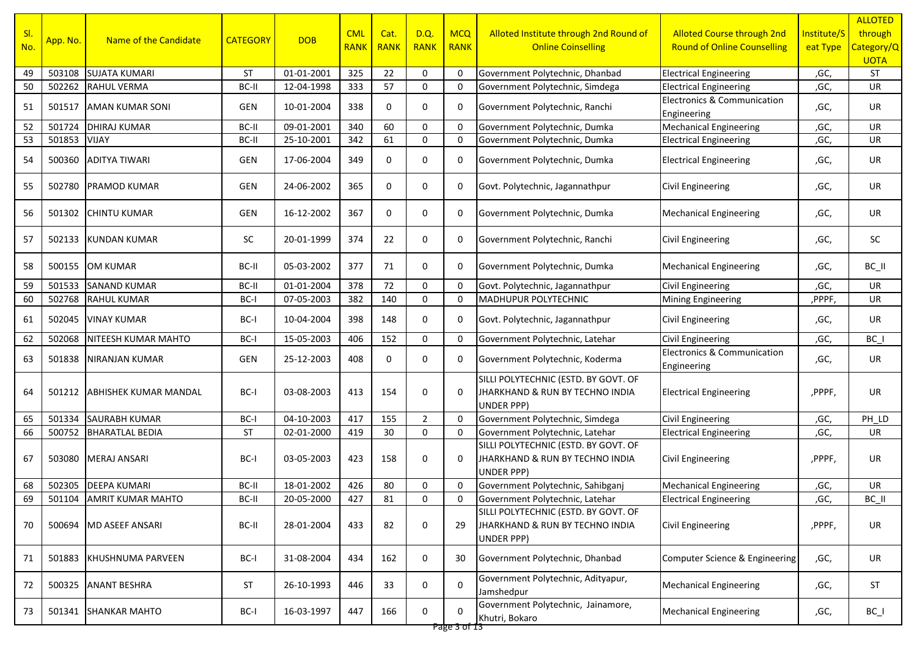| Sl. No. | App. No. | Name of the Candidate | CATEGORY | DOB | CML RANK | Cat. RANK | D.Q. RANK | MCQ RANK | Alloted Institute through 2nd Round of Online Coinselling | Alloted Course through 2nd Round of Online Counselling | Institute/Seat Type | ALLOTED through Category/QUOTA |
|---|---|---|---|---|---|---|---|---|---|---|---|---|
| 49 | 503108 | SUJATA KUMARI | ST | 01-01-2001 | 325 | 22 | 0 | 0 | Government Polytechnic, Dhanbad | Electrical Engineering | ,GC, | ST |
| 50 | 502262 | RAHUL VERMA | BC-II | 12-04-1998 | 333 | 57 | 0 | 0 | Government Polytechnic, Simdega | Electrical Engineering | ,GC, | UR |
| 51 | 501517 | AMAN KUMAR SONI | GEN | 10-01-2004 | 338 | 0 | 0 | 0 | Government Polytechnic, Ranchi | Electronics & Communication Engineering | ,GC, | UR |
| 52 | 501724 | DHIRAJ KUMAR | BC-II | 09-01-2001 | 340 | 60 | 0 | 0 | Government Polytechnic, Dumka | Mechanical Engineering | ,GC, | UR |
| 53 | 501853 | VIJAY | BC-II | 25-10-2001 | 342 | 61 | 0 | 0 | Government Polytechnic, Dumka | Electrical Engineering | ,GC, | UR |
| 54 | 500360 | ADITYA TIWARI | GEN | 17-06-2004 | 349 | 0 | 0 | 0 | Government Polytechnic, Dumka | Electrical Engineering | ,GC, | UR |
| 55 | 502780 | PRAMOD KUMAR | GEN | 24-06-2002 | 365 | 0 | 0 | 0 | Govt. Polytechnic, Jagannathpur | Civil Engineering | ,GC, | UR |
| 56 | 501302 | CHINTU KUMAR | GEN | 16-12-2002 | 367 | 0 | 0 | 0 | Government Polytechnic, Dumka | Mechanical Engineering | ,GC, | UR |
| 57 | 502133 | KUNDAN KUMAR | SC | 20-01-1999 | 374 | 22 | 0 | 0 | Government Polytechnic, Ranchi | Civil Engineering | ,GC, | SC |
| 58 | 500155 | OM KUMAR | BC-II | 05-03-2002 | 377 | 71 | 0 | 0 | Government Polytechnic, Dumka | Mechanical Engineering | ,GC, | BC_II |
| 59 | 501533 | SANAND KUMAR | BC-II | 01-01-2004 | 378 | 72 | 0 | 0 | Govt. Polytechnic, Jagannathpur | Civil Engineering | ,GC, | UR |
| 60 | 502768 | RAHUL KUMAR | BC-I | 07-05-2003 | 382 | 140 | 0 | 0 | MADHUPUR POLYTECHNIC | Mining Engineering | ,PPPF, | UR |
| 61 | 502045 | VINAY KUMAR | BC-I | 10-04-2004 | 398 | 148 | 0 | 0 | Govt. Polytechnic, Jagannathpur | Civil Engineering | ,GC, | UR |
| 62 | 502068 | NITEESH KUMAR MAHTO | BC-I | 15-05-2003 | 406 | 152 | 0 | 0 | Government Polytechnic, Latehar | Civil Engineering | ,GC, | BC_I |
| 63 | 501838 | NIRANJAN KUMAR | GEN | 25-12-2003 | 408 | 0 | 0 | 0 | Government Polytechnic, Koderma | Electronics & Communication Engineering | ,GC, | UR |
| 64 | 501212 | ABHISHEK KUMAR MANDAL | BC-I | 03-08-2003 | 413 | 154 | 0 | 0 | SILLI POLYTECHNIC (ESTD. BY GOVT. OF JHARKHAND & RUN BY TECHNO INDIA UNDER PPP) | Electrical Engineering | ,PPPF, | UR |
| 65 | 501334 | SAURABH KUMAR | BC-I | 04-10-2003 | 417 | 155 | 2 | 0 | Government Polytechnic, Simdega | Civil Engineering | ,GC, | PH_LD |
| 66 | 500752 | BHARATLAL BEDIA | ST | 02-01-2000 | 419 | 30 | 0 | 0 | Government Polytechnic, Latehar | Electrical Engineering | ,GC, | UR |
| 67 | 503080 | MERAJ ANSARI | BC-I | 03-05-2003 | 423 | 158 | 0 | 0 | SILLI POLYTECHNIC (ESTD. BY GOVT. OF JHARKHAND & RUN BY TECHNO INDIA UNDER PPP) | Civil Engineering | ,PPPF, | UR |
| 68 | 502305 | DEEPA KUMARI | BC-II | 18-01-2002 | 426 | 80 | 0 | 0 | Government Polytechnic, Sahibganj | Mechanical Engineering | ,GC, | UR |
| 69 | 501104 | AMRIT KUMAR MAHTO | BC-II | 20-05-2000 | 427 | 81 | 0 | 0 | Government Polytechnic, Latehar | Electrical Engineering | ,GC, | BC_II |
| 70 | 500694 | MD ASEEF ANSARI | BC-II | 28-01-2004 | 433 | 82 | 0 | 29 | SILLI POLYTECHNIC (ESTD. BY GOVT. OF JHARKHAND & RUN BY TECHNO INDIA UNDER PPP) | Civil Engineering | ,PPPF, | UR |
| 71 | 501883 | KHUSHNUMA PARVEEN | BC-I | 31-08-2004 | 434 | 162 | 0 | 30 | Government Polytechnic, Dhanbad | Computer Science & Engineering | ,GC, | UR |
| 72 | 500325 | ANANT BESHRA | ST | 26-10-1993 | 446 | 33 | 0 | 0 | Government Polytechnic, Adityapur, Jamshedpur | Mechanical Engineering | ,GC, | ST |
| 73 | 501341 | SHANKAR MAHTO | BC-I | 16-03-1997 | 447 | 166 | 0 | 0 | Government Polytechnic, Jainamore, Khutri, Bokaro | Mechanical Engineering | ,GC, | BC_I |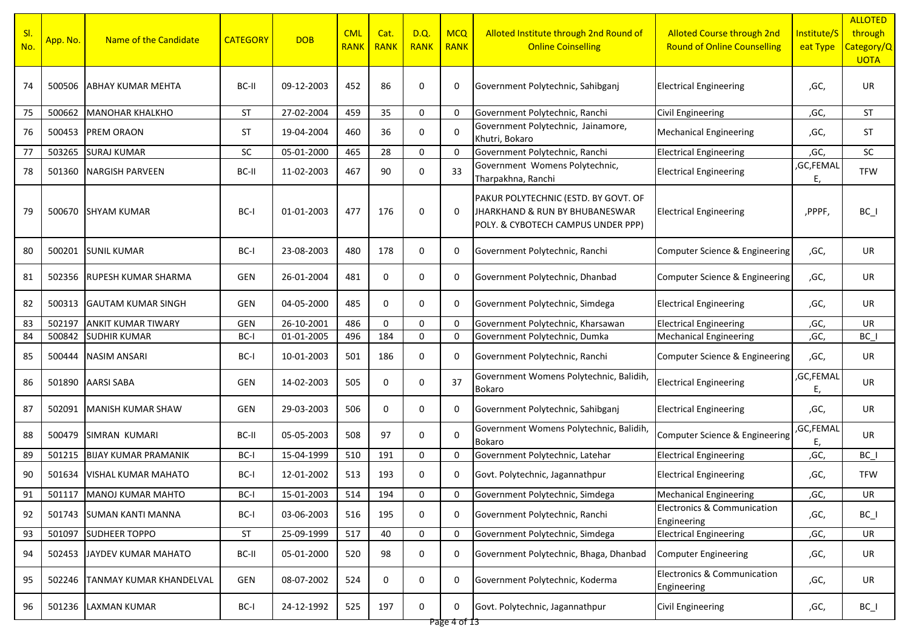| Sl. No. | App. No. | Name of the Candidate | CATEGORY | DOB | CML RANK | Cat. RANK | D.Q. RANK | MCQ RANK | Alloted Institute through 2nd Round of Online Coinselling | Alloted Course through 2nd Round of Online Counselling | Institute/Seat Type | ALLOTED through Category/QUOTA |
|---|---|---|---|---|---|---|---|---|---|---|---|---|
| 74 | 500506 | ABHAY KUMAR MEHTA | BC-II | 09-12-2003 | 452 | 86 | 0 | 0 | Government Polytechnic, Sahibganj | Electrical Engineering | ,GC, | UR |
| 75 | 500662 | MANOHAR KHALKHO | ST | 27-02-2004 | 459 | 35 | 0 | 0 | Government Polytechnic, Ranchi | Civil Engineering | ,GC, | ST |
| 76 | 500453 | PREM ORAON | ST | 19-04-2004 | 460 | 36 | 0 | 0 | Government Polytechnic, Jainamore, Khutri, Bokaro | Mechanical Engineering | ,GC, | ST |
| 77 | 503265 | SURAJ KUMAR | SC | 05-01-2000 | 465 | 28 | 0 | 0 | Government Polytechnic, Ranchi | Electrical Engineering | ,GC, | SC |
| 78 | 501360 | NARGISH PARVEEN | BC-II | 11-02-2003 | 467 | 90 | 0 | 33 | Government Womens Polytechnic, Tharpakhna, Ranchi | Electrical Engineering | ,GC,FEMALE, | TFW |
| 79 | 500670 | SHYAM KUMAR | BC-I | 01-01-2003 | 477 | 176 | 0 | 0 | PAKUR POLYTECHNIC (ESTD. BY GOVT. OF JHARKHAND & RUN BY BHUBANESWAR POLY. & CYBOTECH CAMPUS UNDER PPP) | Electrical Engineering | ,PPPF, | BC_I |
| 80 | 500201 | SUNIL KUMAR | BC-I | 23-08-2003 | 480 | 178 | 0 | 0 | Government Polytechnic, Ranchi | Computer Science & Engineering | ,GC, | UR |
| 81 | 502356 | RUPESH KUMAR SHARMA | GEN | 26-01-2004 | 481 | 0 | 0 | 0 | Government Polytechnic, Dhanbad | Computer Science & Engineering | ,GC, | UR |
| 82 | 500313 | GAUTAM KUMAR SINGH | GEN | 04-05-2000 | 485 | 0 | 0 | 0 | Government Polytechnic, Simdega | Electrical Engineering | ,GC, | UR |
| 83 | 502197 | ANKIT KUMAR TIWARY | GEN | 26-10-2001 | 486 | 0 | 0 | 0 | Government Polytechnic, Kharsawan | Electrical Engineering | ,GC, | UR |
| 84 | 500842 | SUDHIR KUMAR | BC-I | 01-01-2005 | 496 | 184 | 0 | 0 | Government Polytechnic, Dumka | Mechanical Engineering | ,GC, | BC_I |
| 85 | 500444 | NASIM ANSARI | BC-I | 10-01-2003 | 501 | 186 | 0 | 0 | Government Polytechnic, Ranchi | Computer Science & Engineering | ,GC, | UR |
| 86 | 501890 | AARSI SABA | GEN | 14-02-2003 | 505 | 0 | 0 | 37 | Government Womens Polytechnic, Balidih, Bokaro | Electrical Engineering | ,GC,FEMALE, | UR |
| 87 | 502091 | MANISH KUMAR SHAW | GEN | 29-03-2003 | 506 | 0 | 0 | 0 | Government Polytechnic, Sahibganj | Electrical Engineering | ,GC, | UR |
| 88 | 500479 | SIMRAN KUMARI | BC-II | 05-05-2003 | 508 | 97 | 0 | 0 | Government Womens Polytechnic, Balidih, Bokaro | Computer Science & Engineering | ,GC,FEMALE, | UR |
| 89 | 501215 | BIJAY KUMAR PRAMANIK | BC-I | 15-04-1999 | 510 | 191 | 0 | 0 | Government Polytechnic, Latehar | Electrical Engineering | ,GC, | BC_I |
| 90 | 501634 | VISHAL KUMAR MAHATO | BC-I | 12-01-2002 | 513 | 193 | 0 | 0 | Govt. Polytechnic, Jagannathpur | Electrical Engineering | ,GC, | TFW |
| 91 | 501117 | MANOJ KUMAR MAHTO | BC-I | 15-01-2003 | 514 | 194 | 0 | 0 | Government Polytechnic, Simdega | Mechanical Engineering | ,GC, | UR |
| 92 | 501743 | SUMAN KANTI MANNA | BC-I | 03-06-2003 | 516 | 195 | 0 | 0 | Government Polytechnic, Ranchi | Electronics & Communication Engineering | ,GC, | BC_I |
| 93 | 501097 | SUDHEER TOPPO | ST | 25-09-1999 | 517 | 40 | 0 | 0 | Government Polytechnic, Simdega | Electrical Engineering | ,GC, | UR |
| 94 | 502453 | JAYDEV KUMAR MAHATO | BC-II | 05-01-2000 | 520 | 98 | 0 | 0 | Government Polytechnic, Bhaga, Dhanbad | Computer Engineering | ,GC, | UR |
| 95 | 502246 | TANMAY KUMAR KHANDELVAL | GEN | 08-07-2002 | 524 | 0 | 0 | 0 | Government Polytechnic, Koderma | Electronics & Communication Engineering | ,GC, | UR |
| 96 | 501236 | LAXMAN KUMAR | BC-I | 24-12-1992 | 525 | 197 | 0 | 0 | Govt. Polytechnic, Jagannathpur | Civil Engineering | ,GC, | BC_I |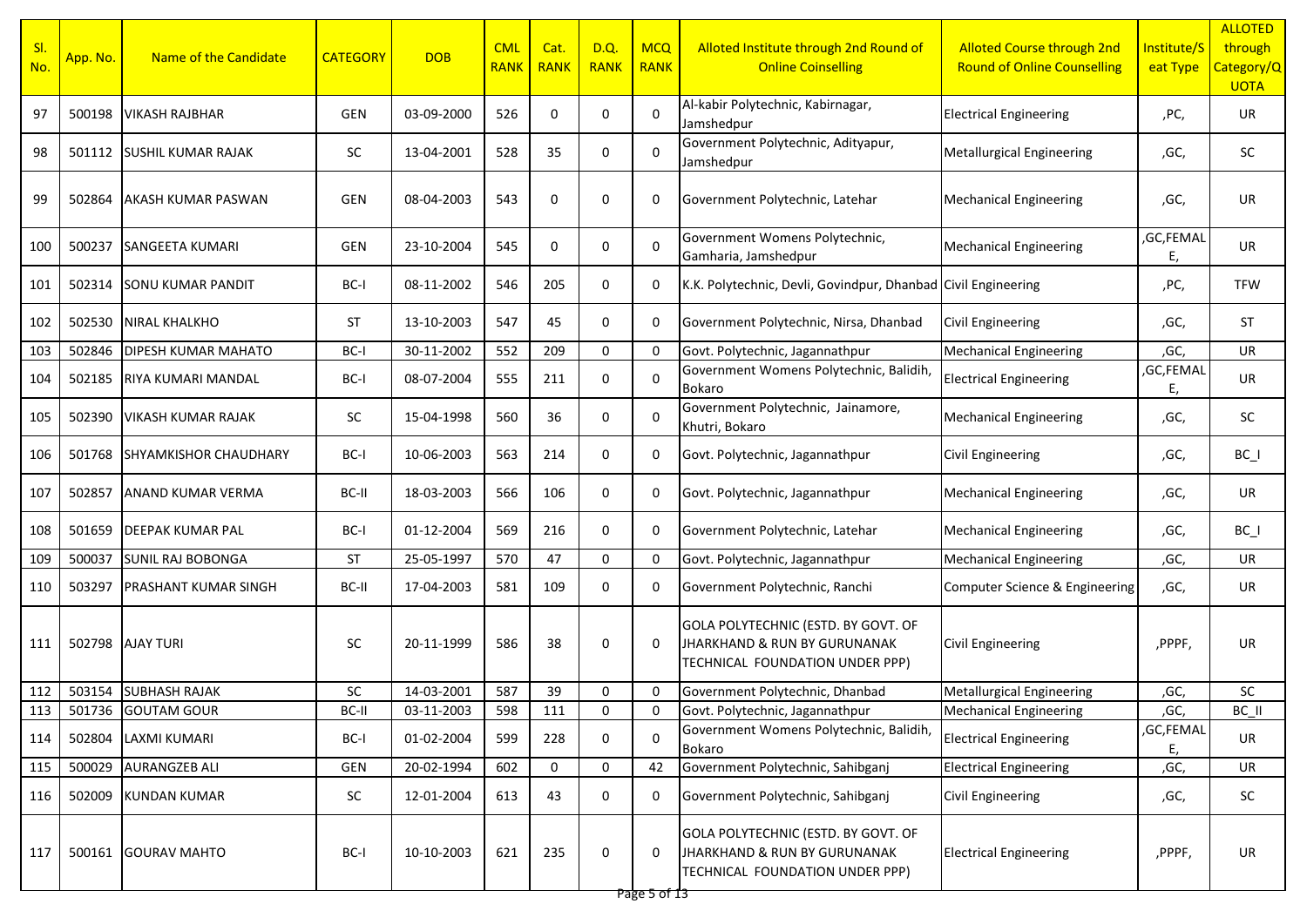| Sl. No. | App. No. | Name of the Candidate | CATEGORY | DOB | CML RANK | Cat. RANK | D.Q. RANK | MCQ RANK | Alloted Institute through 2nd Round of Online Coinselling | Alloted Course through 2nd Round of Online Counselling | Institute/Seat Type | ALLOTED through Category/QUOTA |
|---|---|---|---|---|---|---|---|---|---|---|---|---|
| 97 | 500198 | VIKASH RAJBHAR | GEN | 03-09-2000 | 526 | 0 | 0 | 0 | Al-kabir Polytechnic, Kabirnagar, Jamshedpur | Electrical Engineering | ,PC, | UR |
| 98 | 501112 | SUSHIL KUMAR RAJAK | SC | 13-04-2001 | 528 | 35 | 0 | 0 | Government Polytechnic, Adityapur, Jamshedpur | Metallurgical Engineering | ,GC, | SC |
| 99 | 502864 | AKASH KUMAR PASWAN | GEN | 08-04-2003 | 543 | 0 | 0 | 0 | Government Polytechnic, Latehar | Mechanical Engineering | ,GC, | UR |
| 100 | 500237 | SANGEETA KUMARI | GEN | 23-10-2004 | 545 | 0 | 0 | 0 | Government Womens Polytechnic, Gamharia, Jamshedpur | Mechanical Engineering | ,GC,FEMALE, | UR |
| 101 | 502314 | SONU KUMAR PANDIT | BC-I | 08-11-2002 | 546 | 205 | 0 | 0 | K.K. Polytechnic, Devli, Govindpur, Dhanbad | Civil Engineering | ,PC, | TFW |
| 102 | 502530 | NIRAL KHALKHO | ST | 13-10-2003 | 547 | 45 | 0 | 0 | Government Polytechnic, Nirsa, Dhanbad | Civil Engineering | ,GC, | ST |
| 103 | 502846 | DIPESH KUMAR MAHATO | BC-I | 30-11-2002 | 552 | 209 | 0 | 0 | Govt. Polytechnic, Jagannathpur | Mechanical Engineering | ,GC, | UR |
| 104 | 502185 | RIYA KUMARI MANDAL | BC-I | 08-07-2004 | 555 | 211 | 0 | 0 | Government Womens Polytechnic, Balidih, Bokaro | Electrical Engineering | ,GC,FEMALE, | UR |
| 105 | 502390 | VIKASH KUMAR RAJAK | SC | 15-04-1998 | 560 | 36 | 0 | 0 | Government Polytechnic, Jainamore, Khutri, Bokaro | Mechanical Engineering | ,GC, | SC |
| 106 | 501768 | SHYAMKISHOR CHAUDHARY | BC-I | 10-06-2003 | 563 | 214 | 0 | 0 | Govt. Polytechnic, Jagannathpur | Civil Engineering | ,GC, | BC_I |
| 107 | 502857 | ANAND KUMAR VERMA | BC-II | 18-03-2003 | 566 | 106 | 0 | 0 | Govt. Polytechnic, Jagannathpur | Mechanical Engineering | ,GC, | UR |
| 108 | 501659 | DEEPAK KUMAR PAL | BC-I | 01-12-2004 | 569 | 216 | 0 | 0 | Government Polytechnic, Latehar | Mechanical Engineering | ,GC, | BC_I |
| 109 | 500037 | SUNIL RAJ BOBONGA | ST | 25-05-1997 | 570 | 47 | 0 | 0 | Govt. Polytechnic, Jagannathpur | Mechanical Engineering | ,GC, | UR |
| 110 | 503297 | PRASHANT KUMAR SINGH | BC-II | 17-04-2003 | 581 | 109 | 0 | 0 | Government Polytechnic, Ranchi | Computer Science & Engineering | ,GC, | UR |
| 111 | 502798 | AJAY TURI | SC | 20-11-1999 | 586 | 38 | 0 | 0 | GOLA POLYTECHNIC (ESTD. BY GOVT. OF JHARKHAND & RUN BY GURUNANAK TECHNICAL FOUNDATION UNDER PPP) | Civil Engineering | ,PPPF, | UR |
| 112 | 503154 | SUBHASH RAJAK | SC | 14-03-2001 | 587 | 39 | 0 | 0 | Government Polytechnic, Dhanbad | Metallurgical Engineering | ,GC, | SC |
| 113 | 501736 | GOUTAM GOUR | BC-II | 03-11-2003 | 598 | 111 | 0 | 0 | Govt. Polytechnic, Jagannathpur | Mechanical Engineering | ,GC, | BC_II |
| 114 | 502804 | LAXMI KUMARI | BC-I | 01-02-2004 | 599 | 228 | 0 | 0 | Government Womens Polytechnic, Balidih, Bokaro | Electrical Engineering | ,GC,FEMALE, | UR |
| 115 | 500029 | AURANGZEB ALI | GEN | 20-02-1994 | 602 | 0 | 0 | 42 | Government Polytechnic, Sahibganj | Electrical Engineering | ,GC, | UR |
| 116 | 502009 | KUNDAN KUMAR | SC | 12-01-2004 | 613 | 43 | 0 | 0 | Government Polytechnic, Sahibganj | Civil Engineering | ,GC, | SC |
| 117 | 500161 | GOURAV MAHTO | BC-I | 10-10-2003 | 621 | 235 | 0 | 0 | GOLA POLYTECHNIC (ESTD. BY GOVT. OF JHARKHAND & RUN BY GURUNANAK TECHNICAL FOUNDATION UNDER PPP) | Electrical Engineering | ,PPPF, | UR |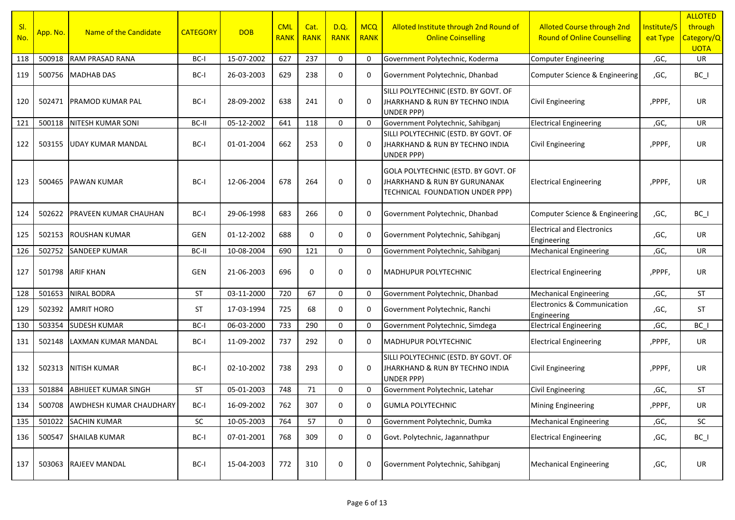| Sl. No. | App. No. | Name of the Candidate | CATEGORY | DOB | CML RANK | Cat. RANK | D.Q. RANK | MCQ RANK | Alloted Institute through 2nd Round of Online Coinselling | Alloted Course through 2nd Round of Online Counselling | Institute/Seat Type | ALLOTED through Category/QUOTA |
|---|---|---|---|---|---|---|---|---|---|---|---|---|
| 118 | 500918 | RAM PRASAD RANA | BC-I | 15-07-2002 | 627 | 237 | 0 | 0 | Government Polytechnic, Koderma | Computer Engineering | ,GC, | UR |
| 119 | 500756 | MADHAB DAS | BC-I | 26-03-2003 | 629 | 238 | 0 | 0 | Government Polytechnic, Dhanbad | Computer Science & Engineering | ,GC, | BC_I |
| 120 | 502471 | PRAMOD KUMAR PAL | BC-I | 28-09-2002 | 638 | 241 | 0 | 0 | SILLI POLYTECHNIC (ESTD. BY GOVT. OF JHARKHAND & RUN BY TECHNO INDIA UNDER PPP) | Civil Engineering | ,PPPF, | UR |
| 121 | 500118 | NITESH KUMAR SONI | BC-II | 05-12-2002 | 641 | 118 | 0 | 0 | Government Polytechnic, Sahibganj | Electrical Engineering | ,GC, | UR |
| 122 | 503155 | UDAY KUMAR MANDAL | BC-I | 01-01-2004 | 662 | 253 | 0 | 0 | SILLI POLYTECHNIC (ESTD. BY GOVT. OF JHARKHAND & RUN BY TECHNO INDIA UNDER PPP) | Civil Engineering | ,PPPF, | UR |
| 123 | 500465 | PAWAN KUMAR | BC-I | 12-06-2004 | 678 | 264 | 0 | 0 | GOLA POLYTECHNIC (ESTD. BY GOVT. OF JHARKHAND & RUN BY GURUNANAK TECHNICAL FOUNDATION UNDER PPP) | Electrical Engineering | ,PPPF, | UR |
| 124 | 502622 | PRAVEEN KUMAR CHAUHAN | BC-I | 29-06-1998 | 683 | 266 | 0 | 0 | Government Polytechnic, Dhanbad | Computer Science & Engineering | ,GC, | BC_I |
| 125 | 502153 | ROUSHAN KUMAR | GEN | 01-12-2002 | 688 | 0 | 0 | 0 | Government Polytechnic, Sahibganj | Electrical and Electronics Engineering | ,GC, | UR |
| 126 | 502752 | SANDEEP KUMAR | BC-II | 10-08-2004 | 690 | 121 | 0 | 0 | Government Polytechnic, Sahibganj | Mechanical Engineering | ,GC, | UR |
| 127 | 501798 | ARIF KHAN | GEN | 21-06-2003 | 696 | 0 | 0 | 0 | MADHUPUR POLYTECHNIC | Electrical Engineering | ,PPPF, | UR |
| 128 | 501653 | NIRAL BODRA | ST | 03-11-2000 | 720 | 67 | 0 | 0 | Government Polytechnic, Dhanbad | Mechanical Engineering | ,GC, | ST |
| 129 | 502392 | AMRIT HORO | ST | 17-03-1994 | 725 | 68 | 0 | 0 | Government Polytechnic, Ranchi | Electronics & Communication Engineering | ,GC, | ST |
| 130 | 503354 | SUDESH KUMAR | BC-I | 06-03-2000 | 733 | 290 | 0 | 0 | Government Polytechnic, Simdega | Electrical Engineering | ,GC, | BC_I |
| 131 | 502148 | LAXMAN KUMAR MANDAL | BC-I | 11-09-2002 | 737 | 292 | 0 | 0 | MADHUPUR POLYTECHNIC | Electrical Engineering | ,PPPF, | UR |
| 132 | 502313 | NITISH KUMAR | BC-I | 02-10-2002 | 738 | 293 | 0 | 0 | SILLI POLYTECHNIC (ESTD. BY GOVT. OF JHARKHAND & RUN BY TECHNO INDIA UNDER PPP) | Civil Engineering | ,PPPF, | UR |
| 133 | 501884 | ABHIJEET KUMAR SINGH | ST | 05-01-2003 | 748 | 71 | 0 | 0 | Government Polytechnic, Latehar | Civil Engineering | ,GC, | ST |
| 134 | 500708 | AWDHESH KUMAR CHAUDHARY | BC-I | 16-09-2002 | 762 | 307 | 0 | 0 | GUMLA POLYTECHNIC | Mining Engineering | ,PPPF, | UR |
| 135 | 501022 | SACHIN KUMAR | SC | 10-05-2003 | 764 | 57 | 0 | 0 | Government Polytechnic, Dumka | Mechanical Engineering | ,GC, | SC |
| 136 | 500547 | SHAILAB KUMAR | BC-I | 07-01-2001 | 768 | 309 | 0 | 0 | Govt. Polytechnic, Jagannathpur | Electrical Engineering | ,GC, | BC_I |
| 137 | 503063 | RAJEEV MANDAL | BC-I | 15-04-2003 | 772 | 310 | 0 | 0 | Government Polytechnic, Sahibganj | Mechanical Engineering | ,GC, | UR |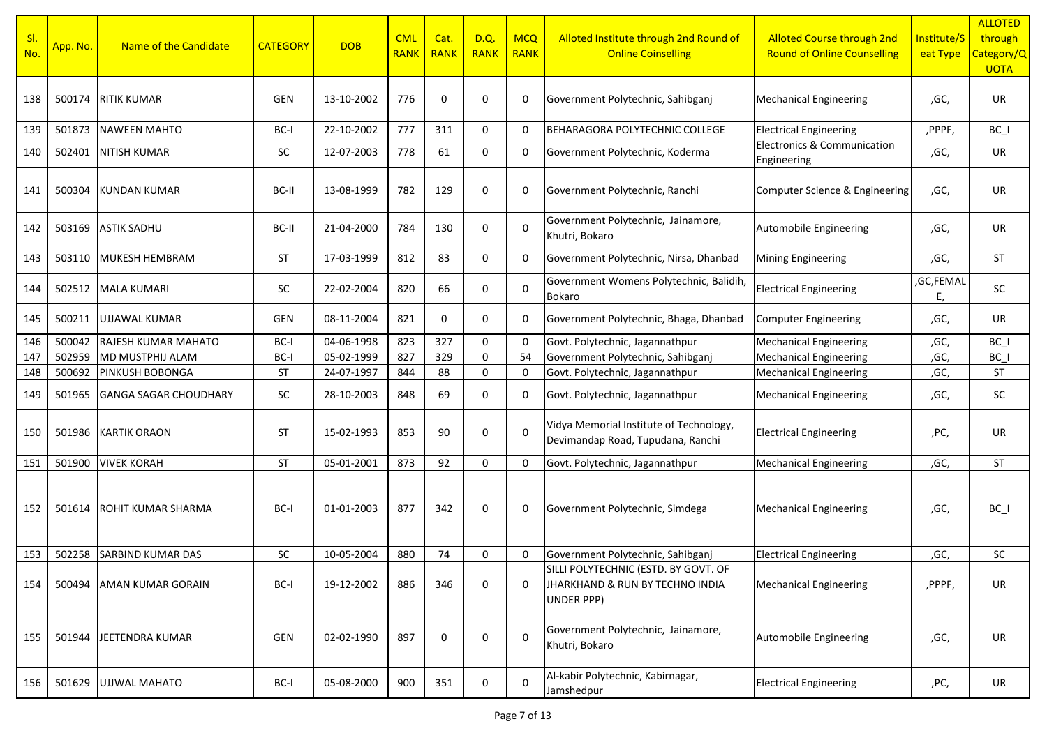| Sl. No. | App. No. | Name of the Candidate | CATEGORY | DOB | CML RANK | Cat. RANK | D.Q. RANK | MCQ RANK | Alloted Institute through 2nd Round of Online Coinselling | Alloted Course through 2nd Round of Online Counselling | Institute/Seat Type | ALLOTED through Category/QUOTA |
|---|---|---|---|---|---|---|---|---|---|---|---|---|
| 138 | 500174 | RITIK KUMAR | GEN | 13-10-2002 | 776 | 0 | 0 | 0 | Government Polytechnic, Sahibganj | Mechanical Engineering | ,GC, | UR |
| 139 | 501873 | NAWEEN MAHTO | BC-I | 22-10-2002 | 777 | 311 | 0 | 0 | BEHARAGORA POLYTECHNIC COLLEGE | Electrical Engineering | ,PPPF, | BC_I |
| 140 | 502401 | NITISH KUMAR | SC | 12-07-2003 | 778 | 61 | 0 | 0 | Government Polytechnic, Koderma | Electronics & Communication Engineering | ,GC, | UR |
| 141 | 500304 | KUNDAN KUMAR | BC-II | 13-08-1999 | 782 | 129 | 0 | 0 | Government Polytechnic, Ranchi | Computer Science & Engineering | ,GC, | UR |
| 142 | 503169 | ASTIK SADHU | BC-II | 21-04-2000 | 784 | 130 | 0 | 0 | Government Polytechnic, Jainamore, Khutri, Bokaro | Automobile Engineering | ,GC, | UR |
| 143 | 503110 | MUKESH HEMBRAM | ST | 17-03-1999 | 812 | 83 | 0 | 0 | Government Polytechnic, Nirsa, Dhanbad | Mining Engineering | ,GC, | ST |
| 144 | 502512 | MALA KUMARI | SC | 22-02-2004 | 820 | 66 | 0 | 0 | Government Womens Polytechnic, Balidih, Bokaro | Electrical Engineering | ,GC,FEMALE, | SC |
| 145 | 500211 | UJJAWAL KUMAR | GEN | 08-11-2004 | 821 | 0 | 0 | 0 | Government Polytechnic, Bhaga, Dhanbad | Computer Engineering | ,GC, | UR |
| 146 | 500042 | RAJESH KUMAR MAHATO | BC-I | 04-06-1998 | 823 | 327 | 0 | 0 | Govt. Polytechnic, Jagannathpur | Mechanical Engineering | ,GC, | BC_I |
| 147 | 502959 | MD MUSTPHIJ ALAM | BC-I | 05-02-1999 | 827 | 329 | 0 | 54 | Government Polytechnic, Sahibganj | Mechanical Engineering | ,GC, | BC_I |
| 148 | 500692 | PINKUSH BOBONGA | ST | 24-07-1997 | 844 | 88 | 0 | 0 | Govt. Polytechnic, Jagannathpur | Mechanical Engineering | ,GC, | ST |
| 149 | 501965 | GANGA SAGAR CHOUDHARY | SC | 28-10-2003 | 848 | 69 | 0 | 0 | Govt. Polytechnic, Jagannathpur | Mechanical Engineering | ,GC, | SC |
| 150 | 501986 | KARTIK ORAON | ST | 15-02-1993 | 853 | 90 | 0 | 0 | Vidya Memorial Institute of Technology, Devimandap Road, Tupudana, Ranchi | Electrical Engineering | ,PC, | UR |
| 151 | 501900 | VIVEK KORAH | ST | 05-01-2001 | 873 | 92 | 0 | 0 | Govt. Polytechnic, Jagannathpur | Mechanical Engineering | ,GC, | ST |
| 152 | 501614 | ROHIT KUMAR SHARMA | BC-I | 01-01-2003 | 877 | 342 | 0 | 0 | Government Polytechnic, Simdega | Mechanical Engineering | ,GC, | BC_I |
| 153 | 502258 | SARBIND KUMAR DAS | SC | 10-05-2004 | 880 | 74 | 0 | 0 | Government Polytechnic, Sahibganj | Electrical Engineering | ,GC, | SC |
| 154 | 500494 | AMAN KUMAR GORAIN | BC-I | 19-12-2002 | 886 | 346 | 0 | 0 | SILLI POLYTECHNIC (ESTD. BY GOVT. OF JHARKHAND & RUN BY TECHNO INDIA UNDER PPP) | Mechanical Engineering | ,PPPF, | UR |
| 155 | 501944 | JEETENDRA KUMAR | GEN | 02-02-1990 | 897 | 0 | 0 | 0 | Government Polytechnic, Jainamore, Khutri, Bokaro | Automobile Engineering | ,GC, | UR |
| 156 | 501629 | UJJWAL MAHATO | BC-I | 05-08-2000 | 900 | 351 | 0 | 0 | Al-kabir Polytechnic, Kabirnagar, Jamshedpur | Electrical Engineering | ,PC, | UR |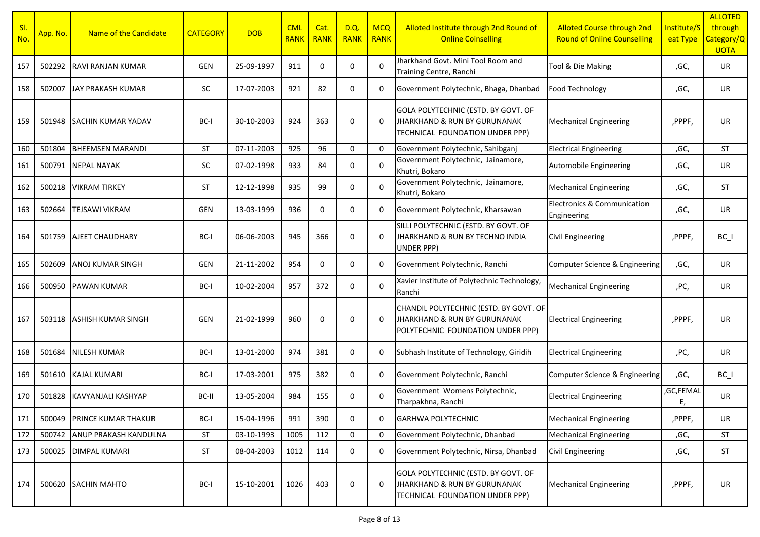| Sl. No. | App. No. | Name of the Candidate | CATEGORY | DOB | CML RANK | Cat. RANK | D.Q. RANK | MCQ RANK | Alloted Institute through 2nd Round of Online Coinselling | Alloted Course through 2nd Round of Online Counselling | Institute/Seat Type | ALLOTED through Category/QUOTA |
|---|---|---|---|---|---|---|---|---|---|---|---|---|
| 157 | 502292 | RAVI RANJAN KUMAR | GEN | 25-09-1997 | 911 | 0 | 0 | 0 | Jharkhand Govt. Mini Tool Room and Training Centre, Ranchi | Tool & Die Making | ,GC, | UR |
| 158 | 502007 | JAY PRAKASH KUMAR | SC | 17-07-2003 | 921 | 82 | 0 | 0 | Government Polytechnic, Bhaga, Dhanbad | Food Technology | ,GC, | UR |
| 159 | 501948 | SACHIN KUMAR YADAV | BC-I | 30-10-2003 | 924 | 363 | 0 | 0 | GOLA POLYTECHNIC (ESTD. BY GOVT. OF JHARKHAND & RUN BY GURUNANAK TECHNICAL FOUNDATION UNDER PPP) | Mechanical Engineering | ,PPPF, | UR |
| 160 | 501804 | BHEEMSEN MARANDI | ST | 07-11-2003 | 925 | 96 | 0 | 0 | Government Polytechnic, Sahibganj | Electrical Engineering | ,GC, | ST |
| 161 | 500791 | NEPAL NAYAK | SC | 07-02-1998 | 933 | 84 | 0 | 0 | Government Polytechnic, Jainamore, Khutri, Bokaro | Automobile Engineering | ,GC, | UR |
| 162 | 500218 | VIKRAM TIRKEY | ST | 12-12-1998 | 935 | 99 | 0 | 0 | Government Polytechnic, Jainamore, Khutri, Bokaro | Mechanical Engineering | ,GC, | ST |
| 163 | 502664 | TEJSAWI VIKRAM | GEN | 13-03-1999 | 936 | 0 | 0 | 0 | Government Polytechnic, Kharsawan | Electronics & Communication Engineering | ,GC, | UR |
| 164 | 501759 | AJEET CHAUDHARY | BC-I | 06-06-2003 | 945 | 366 | 0 | 0 | SILLI POLYTECHNIC (ESTD. BY GOVT. OF JHARKHAND & RUN BY TECHNO INDIA UNDER PPP) | Civil Engineering | ,PPPF, | BC_I |
| 165 | 502609 | ANOJ KUMAR SINGH | GEN | 21-11-2002 | 954 | 0 | 0 | 0 | Government Polytechnic, Ranchi | Computer Science & Engineering | ,GC, | UR |
| 166 | 500950 | PAWAN KUMAR | BC-I | 10-02-2004 | 957 | 372 | 0 | 0 | Xavier Institute of Polytechnic Technology, Ranchi | Mechanical Engineering | ,PC, | UR |
| 167 | 503118 | ASHISH KUMAR SINGH | GEN | 21-02-1999 | 960 | 0 | 0 | 0 | CHANDIL POLYTECHNIC (ESTD. BY GOVT. OF JHARKHAND & RUN BY GURUNANAK POLYTECHNIC FOUNDATION UNDER PPP) | Electrical Engineering | ,PPPF, | UR |
| 168 | 501684 | NILESH KUMAR | BC-I | 13-01-2000 | 974 | 381 | 0 | 0 | Subhash Institute of Technology, Giridih | Electrical Engineering | ,PC, | UR |
| 169 | 501610 | KAJAL KUMARI | BC-I | 17-03-2001 | 975 | 382 | 0 | 0 | Government Polytechnic, Ranchi | Computer Science & Engineering | ,GC, | BC_I |
| 170 | 501828 | KAVYANJALI KASHYAP | BC-II | 13-05-2004 | 984 | 155 | 0 | 0 | Government Womens Polytechnic, Tharpakhna, Ranchi | Electrical Engineering | ,GC,FEMALE, | UR |
| 171 | 500049 | PRINCE KUMAR THAKUR | BC-I | 15-04-1996 | 991 | 390 | 0 | 0 | GARHWA POLYTECHNIC | Mechanical Engineering | ,PPPF, | UR |
| 172 | 500742 | ANUP PRAKASH KANDULNA | ST | 03-10-1993 | 1005 | 112 | 0 | 0 | Government Polytechnic, Dhanbad | Mechanical Engineering | ,GC, | ST |
| 173 | 500025 | DIMPAL KUMARI | ST | 08-04-2003 | 1012 | 114 | 0 | 0 | Government Polytechnic, Nirsa, Dhanbad | Civil Engineering | ,GC, | ST |
| 174 | 500620 | SACHIN MAHTO | BC-I | 15-10-2001 | 1026 | 403 | 0 | 0 | GOLA POLYTECHNIC (ESTD. BY GOVT. OF JHARKHAND & RUN BY GURUNANAK TECHNICAL FOUNDATION UNDER PPP) | Mechanical Engineering | ,PPPF, | UR |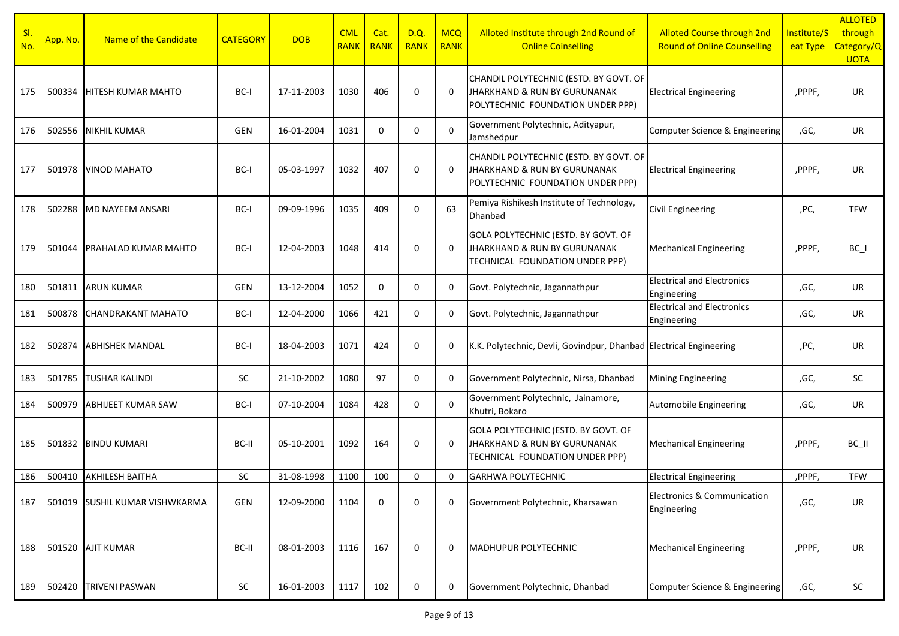| Sl. No. | App. No. | Name of the Candidate | CATEGORY | DOB | CML RANK | Cat. RANK | D.Q. RANK | MCQ RANK | Alloted Institute through 2nd Round of Online Coinselling | Alloted Course through 2nd Round of Online Counselling | Institute/Seat Type | ALLOTED through Category/QUOTA |
|---|---|---|---|---|---|---|---|---|---|---|---|---|
| 175 | 500334 | HITESH KUMAR MAHTO | BC-I | 17-11-2003 | 1030 | 406 | 0 | 0 | CHANDIL POLYTECHNIC (ESTD. BY GOVT. OF JHARKHAND & RUN BY GURUNANAK POLYTECHNIC FOUNDATION UNDER PPP) | Electrical Engineering | ,PPPF, | UR |
| 176 | 502556 | NIKHIL KUMAR | GEN | 16-01-2004 | 1031 | 0 | 0 | 0 | Government Polytechnic, Adityapur, Jamshedpur | Computer Science & Engineering | ,GC, | UR |
| 177 | 501978 | VINOD MAHATO | BC-I | 05-03-1997 | 1032 | 407 | 0 | 0 | CHANDIL POLYTECHNIC (ESTD. BY GOVT. OF JHARKHAND & RUN BY GURUNANAK POLYTECHNIC FOUNDATION UNDER PPP) | Electrical Engineering | ,PPPF, | UR |
| 178 | 502288 | MD NAYEEM ANSARI | BC-I | 09-09-1996 | 1035 | 409 | 0 | 63 | Pemiya Rishikesh Institute of Technology, Dhanbad | Civil Engineering | ,PC, | TFW |
| 179 | 501044 | PRAHALAD KUMAR MAHTO | BC-I | 12-04-2003 | 1048 | 414 | 0 | 0 | GOLA POLYTECHNIC (ESTD. BY GOVT. OF JHARKHAND & RUN BY GURUNANAK TECHNICAL FOUNDATION UNDER PPP) | Mechanical Engineering | ,PPPF, | BC_I |
| 180 | 501811 | ARUN KUMAR | GEN | 13-12-2004 | 1052 | 0 | 0 | 0 | Govt. Polytechnic, Jagannathpur | Electrical and Electronics Engineering | ,GC, | UR |
| 181 | 500878 | CHANDRAKANT MAHATO | BC-I | 12-04-2000 | 1066 | 421 | 0 | 0 | Govt. Polytechnic, Jagannathpur | Electrical and Electronics Engineering | ,GC, | UR |
| 182 | 502874 | ABHISHEK MANDAL | BC-I | 18-04-2003 | 1071 | 424 | 0 | 0 | K.K. Polytechnic, Devli, Govindpur, Dhanbad | Electrical Engineering | ,PC, | UR |
| 183 | 501785 | TUSHAR KALINDI | SC | 21-10-2002 | 1080 | 97 | 0 | 0 | Government Polytechnic, Nirsa, Dhanbad | Mining Engineering | ,GC, | SC |
| 184 | 500979 | ABHIJEET KUMAR SAW | BC-I | 07-10-2004 | 1084 | 428 | 0 | 0 | Government Polytechnic, Jainamore, Khutri, Bokaro | Automobile Engineering | ,GC, | UR |
| 185 | 501832 | BINDU KUMARI | BC-II | 05-10-2001 | 1092 | 164 | 0 | 0 | GOLA POLYTECHNIC (ESTD. BY GOVT. OF JHARKHAND & RUN BY GURUNANAK TECHNICAL FOUNDATION UNDER PPP) | Mechanical Engineering | ,PPPF, | BC_II |
| 186 | 500410 | AKHILESH BAITHA | SC | 31-08-1998 | 1100 | 100 | 0 | 0 | GARHWA POLYTECHNIC | Electrical Engineering | ,PPPF, | TFW |
| 187 | 501019 | SUSHIL KUMAR VISHWKARMA | GEN | 12-09-2000 | 1104 | 0 | 0 | 0 | Government Polytechnic, Kharsawan | Electronics & Communication Engineering | ,GC, | UR |
| 188 | 501520 | AJIT KUMAR | BC-II | 08-01-2003 | 1116 | 167 | 0 | 0 | MADHUPUR POLYTECHNIC | Mechanical Engineering | ,PPPF, | UR |
| 189 | 502420 | TRIVENI PASWAN | SC | 16-01-2003 | 1117 | 102 | 0 | 0 | Government Polytechnic, Dhanbad | Computer Science & Engineering | ,GC, | SC |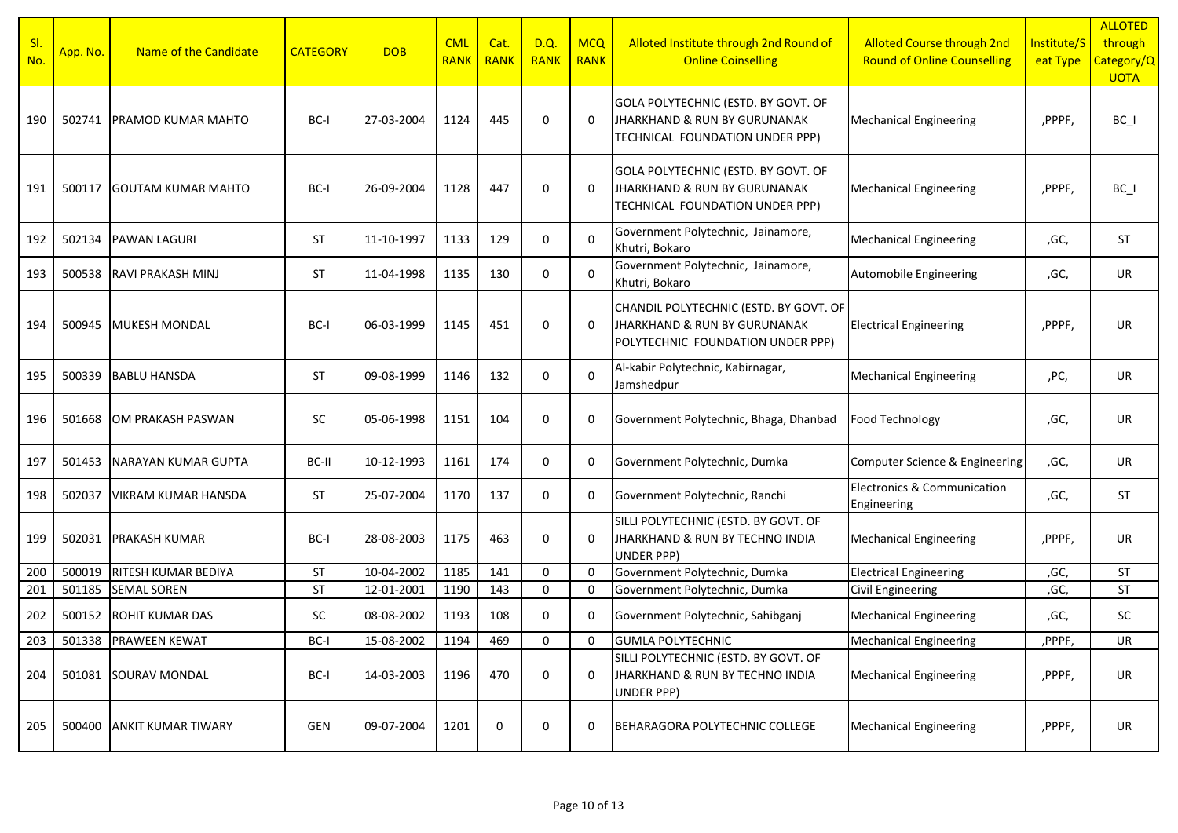| Sl. No. | App. No. | Name of the Candidate | CATEGORY | DOB | CML RANK | Cat. RANK | D.Q. RANK | MCQ RANK | Alloted Institute through 2nd Round of Online Coinselling | Alloted Course through 2nd Round of Online Counselling | Institute/Seat Type | ALLOTED through Category/QUOTA |
|---|---|---|---|---|---|---|---|---|---|---|---|---|
| 190 | 502741 | PRAMOD KUMAR MAHTO | BC-I | 27-03-2004 | 1124 | 445 | 0 | 0 | GOLA POLYTECHNIC (ESTD. BY GOVT. OF JHARKHAND & RUN BY GURUNANAK TECHNICAL FOUNDATION UNDER PPP) | Mechanical Engineering | ,PPPF, | BC_I |
| 191 | 500117 | GOUTAM KUMAR MAHTO | BC-I | 26-09-2004 | 1128 | 447 | 0 | 0 | GOLA POLYTECHNIC (ESTD. BY GOVT. OF JHARKHAND & RUN BY GURUNANAK TECHNICAL FOUNDATION UNDER PPP) | Mechanical Engineering | ,PPPF, | BC_I |
| 192 | 502134 | PAWAN LAGURI | ST | 11-10-1997 | 1133 | 129 | 0 | 0 | Government Polytechnic, Jainamore, Khutri, Bokaro | Mechanical Engineering | ,GC, | ST |
| 193 | 500538 | RAVI PRAKASH MINJ | ST | 11-04-1998 | 1135 | 130 | 0 | 0 | Government Polytechnic, Jainamore, Khutri, Bokaro | Automobile Engineering | ,GC, | UR |
| 194 | 500945 | MUKESH MONDAL | BC-I | 06-03-1999 | 1145 | 451 | 0 | 0 | CHANDIL POLYTECHNIC (ESTD. BY GOVT. OF JHARKHAND & RUN BY GURUNANAK POLYTECHNIC FOUNDATION UNDER PPP) | Electrical Engineering | ,PPPF, | UR |
| 195 | 500339 | BABLU HANSDA | ST | 09-08-1999 | 1146 | 132 | 0 | 0 | Al-kabir Polytechnic, Kabirnagar, Jamshedpur | Mechanical Engineering | ,PC, | UR |
| 196 | 501668 | OM PRAKASH PASWAN | SC | 05-06-1998 | 1151 | 104 | 0 | 0 | Government Polytechnic, Bhaga, Dhanbad | Food Technology | ,GC, | UR |
| 197 | 501453 | NARAYAN KUMAR GUPTA | BC-II | 10-12-1993 | 1161 | 174 | 0 | 0 | Government Polytechnic, Dumka | Computer Science & Engineering | ,GC, | UR |
| 198 | 502037 | VIKRAM KUMAR HANSDA | ST | 25-07-2004 | 1170 | 137 | 0 | 0 | Government Polytechnic, Ranchi | Electronics & Communication Engineering | ,GC, | ST |
| 199 | 502031 | PRAKASH KUMAR | BC-I | 28-08-2003 | 1175 | 463 | 0 | 0 | SILLI POLYTECHNIC (ESTD. BY GOVT. OF JHARKHAND & RUN BY TECHNO INDIA UNDER PPP) | Mechanical Engineering | ,PPPF, | UR |
| 200 | 500019 | RITESH KUMAR BEDIYA | ST | 10-04-2002 | 1185 | 141 | 0 | 0 | Government Polytechnic, Dumka | Electrical Engineering | ,GC, | ST |
| 201 | 501185 | SEMAL SOREN | ST | 12-01-2001 | 1190 | 143 | 0 | 0 | Government Polytechnic, Dumka | Civil Engineering | ,GC, | ST |
| 202 | 500152 | ROHIT KUMAR DAS | SC | 08-08-2002 | 1193 | 108 | 0 | 0 | Government Polytechnic, Sahibganj | Mechanical Engineering | ,GC, | SC |
| 203 | 501338 | PRAWEEN KEWAT | BC-I | 15-08-2002 | 1194 | 469 | 0 | 0 | GUMLA POLYTECHNIC | Mechanical Engineering | ,PPPF, | UR |
| 204 | 501081 | SOURAV MONDAL | BC-I | 14-03-2003 | 1196 | 470 | 0 | 0 | SILLI POLYTECHNIC (ESTD. BY GOVT. OF JHARKHAND & RUN BY TECHNO INDIA UNDER PPP) | Mechanical Engineering | ,PPPF, | UR |
| 205 | 500400 | ANKIT KUMAR TIWARY | GEN | 09-07-2004 | 1201 | 0 | 0 | 0 | BEHARAGORA POLYTECHNIC COLLEGE | Mechanical Engineering | ,PPPF, | UR |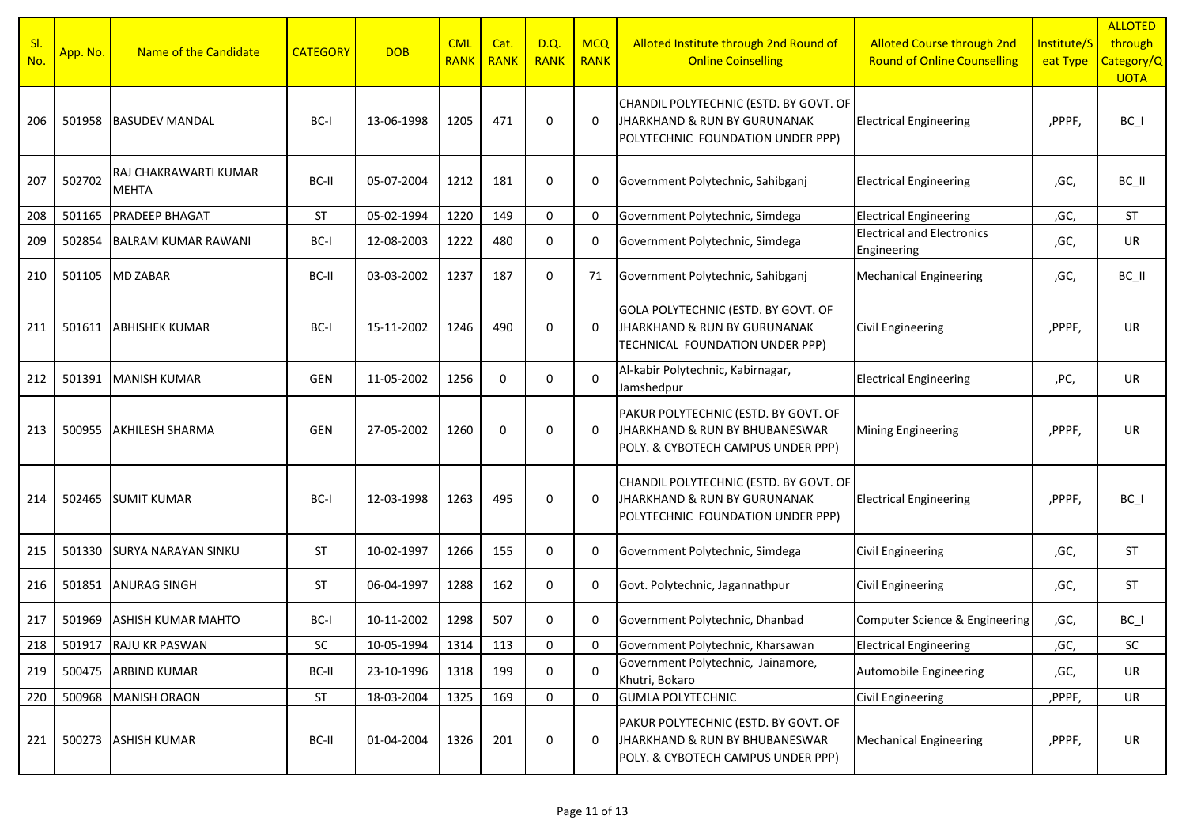| Sl. No. | App. No. | Name of the Candidate | CATEGORY | DOB | CML RANK | Cat. RANK | D.Q. RANK | MCQ RANK | Alloted Institute through 2nd Round of Online Coinselling | Alloted Course through 2nd Round of Online Counselling | Institute/Seat Type | ALLOTED through Category/QUOTA |
|---|---|---|---|---|---|---|---|---|---|---|---|---|
| 206 | 501958 | BASUDEV MANDAL | BC-I | 13-06-1998 | 1205 | 471 | 0 | 0 | CHANDIL POLYTECHNIC (ESTD. BY GOVT. OF JHARKHAND & RUN BY GURUNANAK POLYTECHNIC FOUNDATION UNDER PPP) | Electrical Engineering | ,PPPF, | BC_I |
| 207 | 502702 | RAJ CHAKRAWARTI KUMAR MEHTA | BC-II | 05-07-2004 | 1212 | 181 | 0 | 0 | Government Polytechnic, Sahibganj | Electrical Engineering | ,GC, | BC_II |
| 208 | 501165 | PRADEEP BHAGAT | ST | 05-02-1994 | 1220 | 149 | 0 | 0 | Government Polytechnic, Simdega | Electrical Engineering | ,GC, | ST |
| 209 | 502854 | BALRAM KUMAR RAWANI | BC-I | 12-08-2003 | 1222 | 480 | 0 | 0 | Government Polytechnic, Simdega | Electrical and Electronics Engineering | ,GC, | UR |
| 210 | 501105 | MD ZABAR | BC-II | 03-03-2002 | 1237 | 187 | 0 | 71 | Government Polytechnic, Sahibganj | Mechanical Engineering | ,GC, | BC_II |
| 211 | 501611 | ABHISHEK KUMAR | BC-I | 15-11-2002 | 1246 | 490 | 0 | 0 | GOLA POLYTECHNIC (ESTD. BY GOVT. OF JHARKHAND & RUN BY GURUNANAK TECHNICAL FOUNDATION UNDER PPP) | Civil Engineering | ,PPPF, | UR |
| 212 | 501391 | MANISH KUMAR | GEN | 11-05-2002 | 1256 | 0 | 0 | 0 | Al-kabir Polytechnic, Kabirnagar, Jamshedpur | Electrical Engineering | ,PC, | UR |
| 213 | 500955 | AKHILESH SHARMA | GEN | 27-05-2002 | 1260 | 0 | 0 | 0 | PAKUR POLYTECHNIC (ESTD. BY GOVT. OF JHARKHAND & RUN BY BHUBANESWAR POLY. & CYBOTECH CAMPUS UNDER PPP) | Mining Engineering | ,PPPF, | UR |
| 214 | 502465 | SUMIT KUMAR | BC-I | 12-03-1998 | 1263 | 495 | 0 | 0 | CHANDIL POLYTECHNIC (ESTD. BY GOVT. OF JHARKHAND & RUN BY GURUNANAK POLYTECHNIC FOUNDATION UNDER PPP) | Electrical Engineering | ,PPPF, | BC_I |
| 215 | 501330 | SURYA NARAYAN SINKU | ST | 10-02-1997 | 1266 | 155 | 0 | 0 | Government Polytechnic, Simdega | Civil Engineering | ,GC, | ST |
| 216 | 501851 | ANURAG SINGH | ST | 06-04-1997 | 1288 | 162 | 0 | 0 | Govt. Polytechnic, Jagannathpur | Civil Engineering | ,GC, | ST |
| 217 | 501969 | ASHISH KUMAR MAHTO | BC-I | 10-11-2002 | 1298 | 507 | 0 | 0 | Government Polytechnic, Dhanbad | Computer Science & Engineering | ,GC, | BC_I |
| 218 | 501917 | RAJU KR PASWAN | SC | 10-05-1994 | 1314 | 113 | 0 | 0 | Government Polytechnic, Kharsawan | Electrical Engineering | ,GC, | SC |
| 219 | 500475 | ARBIND KUMAR | BC-II | 23-10-1996 | 1318 | 199 | 0 | 0 | Government Polytechnic, Jainamore, Khutri, Bokaro | Automobile Engineering | ,GC, | UR |
| 220 | 500968 | MANISH ORAON | ST | 18-03-2004 | 1325 | 169 | 0 | 0 | GUMLA POLYTECHNIC | Civil Engineering | ,PPPF, | UR |
| 221 | 500273 | ASHISH KUMAR | BC-II | 01-04-2004 | 1326 | 201 | 0 | 0 | PAKUR POLYTECHNIC (ESTD. BY GOVT. OF JHARKHAND & RUN BY BHUBANESWAR POLY. & CYBOTECH CAMPUS UNDER PPP) | Mechanical Engineering | ,PPPF, | UR |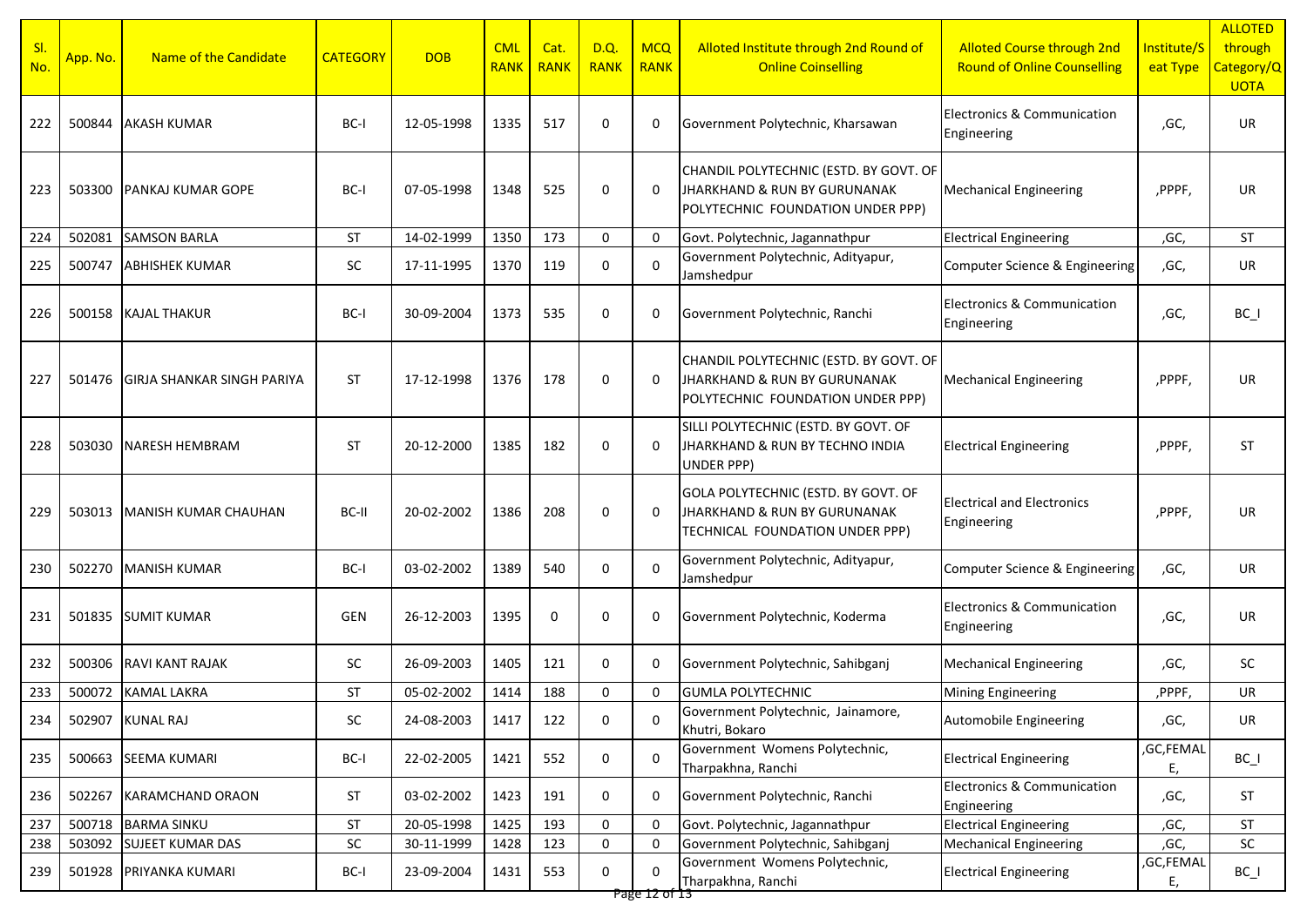| Sl. No. | App. No. | Name of the Candidate | CATEGORY | DOB | CML RANK | Cat. RANK | D.Q. RANK | MCQ RANK | Alloted Institute through 2nd Round of Online Coinselling | Alloted Course through 2nd Round of Online Counselling | Institute/Seat Type | ALLOTED through Category/QUOTA |
|---|---|---|---|---|---|---|---|---|---|---|---|---|
| 222 | 500844 | AKASH KUMAR | BC-I | 12-05-1998 | 1335 | 517 | 0 | 0 | Government Polytechnic, Kharsawan | Electronics & Communication Engineering | ,GC, | UR |
| 223 | 503300 | PANKAJ KUMAR GOPE | BC-I | 07-05-1998 | 1348 | 525 | 0 | 0 | CHANDIL POLYTECHNIC (ESTD. BY GOVT. OF JHARKHAND & RUN BY GURUNANAK POLYTECHNIC FOUNDATION UNDER PPP) | Mechanical Engineering | ,PPPF, | UR |
| 224 | 502081 | SAMSON BARLA | ST | 14-02-1999 | 1350 | 173 | 0 | 0 | Govt. Polytechnic, Jagannathpur | Electrical Engineering | ,GC, | ST |
| 225 | 500747 | ABHISHEK KUMAR | SC | 17-11-1995 | 1370 | 119 | 0 | 0 | Government Polytechnic, Adityapur, Jamshedpur | Computer Science & Engineering | ,GC, | UR |
| 226 | 500158 | KAJAL THAKUR | BC-I | 30-09-2004 | 1373 | 535 | 0 | 0 | Government Polytechnic, Ranchi | Electronics & Communication Engineering | ,GC, | BC_I |
| 227 | 501476 | GIRJA SHANKAR SINGH PARIYA | ST | 17-12-1998 | 1376 | 178 | 0 | 0 | CHANDIL POLYTECHNIC (ESTD. BY GOVT. OF JHARKHAND & RUN BY GURUNANAK POLYTECHNIC FOUNDATION UNDER PPP) | Mechanical Engineering | ,PPPF, | UR |
| 228 | 503030 | NARESH HEMBRAM | ST | 20-12-2000 | 1385 | 182 | 0 | 0 | SILLI POLYTECHNIC (ESTD. BY GOVT. OF JHARKHAND & RUN BY TECHNO INDIA UNDER PPP) | Electrical Engineering | ,PPPF, | ST |
| 229 | 503013 | MANISH KUMAR CHAUHAN | BC-II | 20-02-2002 | 1386 | 208 | 0 | 0 | GOLA POLYTECHNIC (ESTD. BY GOVT. OF JHARKHAND & RUN BY GURUNANAK TECHNICAL FOUNDATION UNDER PPP) | Electrical and Electronics Engineering | ,PPPF, | UR |
| 230 | 502270 | MANISH KUMAR | BC-I | 03-02-2002 | 1389 | 540 | 0 | 0 | Government Polytechnic, Adityapur, Jamshedpur | Computer Science & Engineering | ,GC, | UR |
| 231 | 501835 | SUMIT KUMAR | GEN | 26-12-2003 | 1395 | 0 | 0 | 0 | Government Polytechnic, Koderma | Electronics & Communication Engineering | ,GC, | UR |
| 232 | 500306 | RAVI KANT RAJAK | SC | 26-09-2003 | 1405 | 121 | 0 | 0 | Government Polytechnic, Sahibganj | Mechanical Engineering | ,GC, | SC |
| 233 | 500072 | KAMAL LAKRA | ST | 05-02-2002 | 1414 | 188 | 0 | 0 | GUMLA POLYTECHNIC | Mining Engineering | ,PPPF, | UR |
| 234 | 502907 | KUNAL RAJ | SC | 24-08-2003 | 1417 | 122 | 0 | 0 | Government Polytechnic, Jainamore, Khutri, Bokaro | Automobile Engineering | ,GC, | UR |
| 235 | 500663 | SEEMA KUMARI | BC-I | 22-02-2005 | 1421 | 552 | 0 | 0 | Government Womens Polytechnic, Tharpakhna, Ranchi | Electrical Engineering | ,GC,FEMALE, | BC_I |
| 236 | 502267 | KARAMCHAND ORAON | ST | 03-02-2002 | 1423 | 191 | 0 | 0 | Government Polytechnic, Ranchi | Electronics & Communication Engineering | ,GC, | ST |
| 237 | 500718 | BARMA SINKU | ST | 20-05-1998 | 1425 | 193 | 0 | 0 | Govt. Polytechnic, Jagannathpur | Electrical Engineering | ,GC, | ST |
| 238 | 503092 | SUJEET KUMAR DAS | SC | 30-11-1999 | 1428 | 123 | 0 | 0 | Government Polytechnic, Sahibganj | Mechanical Engineering | ,GC, | SC |
| 239 | 501928 | PRIYANKA KUMARI | BC-I | 23-09-2004 | 1431 | 553 | 0 | 0 | Government Womens Polytechnic, Tharpakhna, Ranchi | Electrical Engineering | ,GC,FEMALE, | BC_I |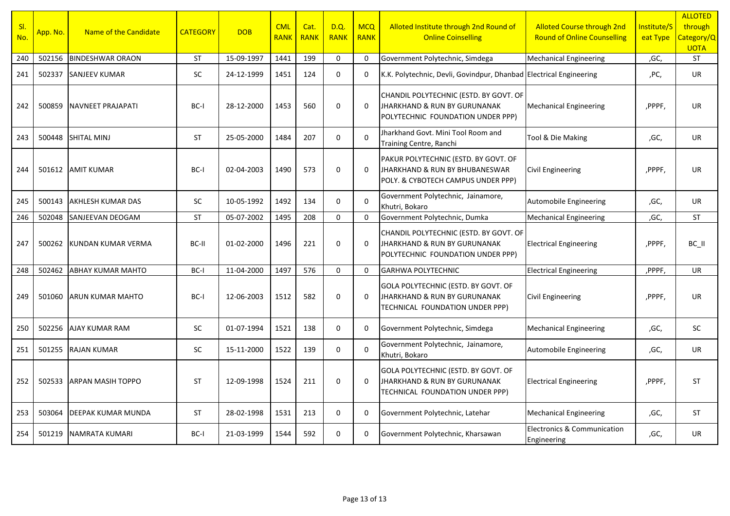| Sl. No. | App. No. | Name of the Candidate | CATEGORY | DOB | CML RANK | Cat. RANK | D.Q. RANK | MCQ RANK | Alloted Institute through 2nd Round of Online Coinselling | Alloted Course through 2nd Round of Online Counselling | Institute/Seat Type | ALLOTED through Category/QUOTA |
|---|---|---|---|---|---|---|---|---|---|---|---|---|
| 240 | 502156 | BINDESHWAR ORAON | ST | 15-09-1997 | 1441 | 199 | 0 | 0 | Government Polytechnic, Simdega | Mechanical Engineering | ,GC, | ST |
| 241 | 502337 | SANJEEV KUMAR | SC | 24-12-1999 | 1451 | 124 | 0 | 0 | K.K. Polytechnic, Devli, Govindpur, Dhanbad | Electrical Engineering | ,PC, | UR |
| 242 | 500859 | NAVNEET PRAJAPATI | BC-I | 28-12-2000 | 1453 | 560 | 0 | 0 | CHANDIL POLYTECHNIC (ESTD. BY GOVT. OF JHARKHAND & RUN BY GURUNANAK POLYTECHNIC FOUNDATION UNDER PPP) | Mechanical Engineering | ,PPPF, | UR |
| 243 | 500448 | SHITAL MINJ | ST | 25-05-2000 | 1484 | 207 | 0 | 0 | Jharkhand Govt. Mini Tool Room and Training Centre, Ranchi | Tool & Die Making | ,GC, | UR |
| 244 | 501612 | AMIT KUMAR | BC-I | 02-04-2003 | 1490 | 573 | 0 | 0 | PAKUR POLYTECHNIC (ESTD. BY GOVT. OF JHARKHAND & RUN BY BHUBANESWAR POLY. & CYBOTECH CAMPUS UNDER PPP) | Civil Engineering | ,PPPF, | UR |
| 245 | 500143 | AKHLESH KUMAR DAS | SC | 10-05-1992 | 1492 | 134 | 0 | 0 | Government Polytechnic, Jainamore, Khutri, Bokaro | Automobile Engineering | ,GC, | UR |
| 246 | 502048 | SANJEEVAN DEOGAM | ST | 05-07-2002 | 1495 | 208 | 0 | 0 | Government Polytechnic, Dumka | Mechanical Engineering | ,GC, | ST |
| 247 | 500262 | KUNDAN KUMAR VERMA | BC-II | 01-02-2000 | 1496 | 221 | 0 | 0 | CHANDIL POLYTECHNIC (ESTD. BY GOVT. OF JHARKHAND & RUN BY GURUNANAK POLYTECHNIC FOUNDATION UNDER PPP) | Electrical Engineering | ,PPPF, | BC_II |
| 248 | 502462 | ABHAY KUMAR MAHTO | BC-I | 11-04-2000 | 1497 | 576 | 0 | 0 | GARHWA POLYTECHNIC | Electrical Engineering | ,PPPF, | UR |
| 249 | 501060 | ARUN KUMAR MAHTO | BC-I | 12-06-2003 | 1512 | 582 | 0 | 0 | GOLA POLYTECHNIC (ESTD. BY GOVT. OF JHARKHAND & RUN BY GURUNANAK TECHNICAL FOUNDATION UNDER PPP) | Civil Engineering | ,PPPF, | UR |
| 250 | 502256 | AJAY KUMAR RAM | SC | 01-07-1994 | 1521 | 138 | 0 | 0 | Government Polytechnic, Simdega | Mechanical Engineering | ,GC, | SC |
| 251 | 501255 | RAJAN KUMAR | SC | 15-11-2000 | 1522 | 139 | 0 | 0 | Government Polytechnic, Jainamore, Khutri, Bokaro | Automobile Engineering | ,GC, | UR |
| 252 | 502533 | ARPAN MASIH TOPPO | ST | 12-09-1998 | 1524 | 211 | 0 | 0 | GOLA POLYTECHNIC (ESTD. BY GOVT. OF JHARKHAND & RUN BY GURUNANAK TECHNICAL FOUNDATION UNDER PPP) | Electrical Engineering | ,PPPF, | ST |
| 253 | 503064 | DEEPAK KUMAR MUNDA | ST | 28-02-1998 | 1531 | 213 | 0 | 0 | Government Polytechnic, Latehar | Mechanical Engineering | ,GC, | ST |
| 254 | 501219 | NAMRATA KUMARI | BC-I | 21-03-1999 | 1544 | 592 | 0 | 0 | Government Polytechnic, Kharsawan | Electronics & Communication Engineering | ,GC, | UR |